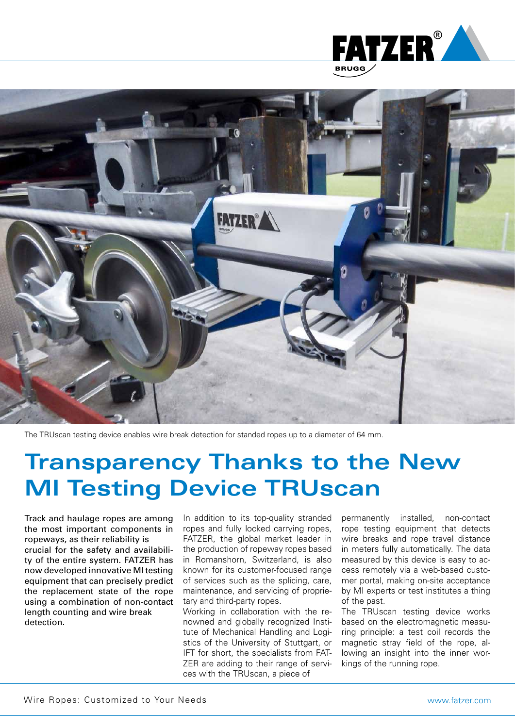The TRUscan testing device enables wire break detection for standed ropes up to a diameter of 64 mm.

# Transparency Thanks to the New MI Testing Device TRUscan

Track and haulage ropes are among the most important components in ropeways, as their reliability is crucial for the safety and availability of the entire system. FATZER has now developed innovative MI testing equipment that can precisely predict the replacement state of the rope using a combination of non-contact length counting and wire break detection.

In addition to its top-quality stranded ropes and fully locked carrying ropes, FATZER, the global market leader in the production of ropeway ropes based in Romanshorn, Switzerland, is also known for its customer-focused range of services such as the splicing, care, maintenance, and servicing of proprietary and third-party ropes.

Working in collaboration with the renowned and globally recognized Institute of Mechanical Handling and Logistics of the University of Stuttgart, or IFT for short, the specialists from FATZER are adding to their range of services with the TRUscan, a piece of permanently installed, non-contact rope testing equipment that detects wire breaks and rope travel distance in meters fully automatically. The data measured by this device is easy to access remotely via a web-based customer portal, making on-site acceptance by MI experts or test institutes a thing of the past.

The TRUscan testing device works based on the electromagnetic measuring principle: a test coil records the magnetic stray field of the rope, allowing an insight into the inner workings of the running rope.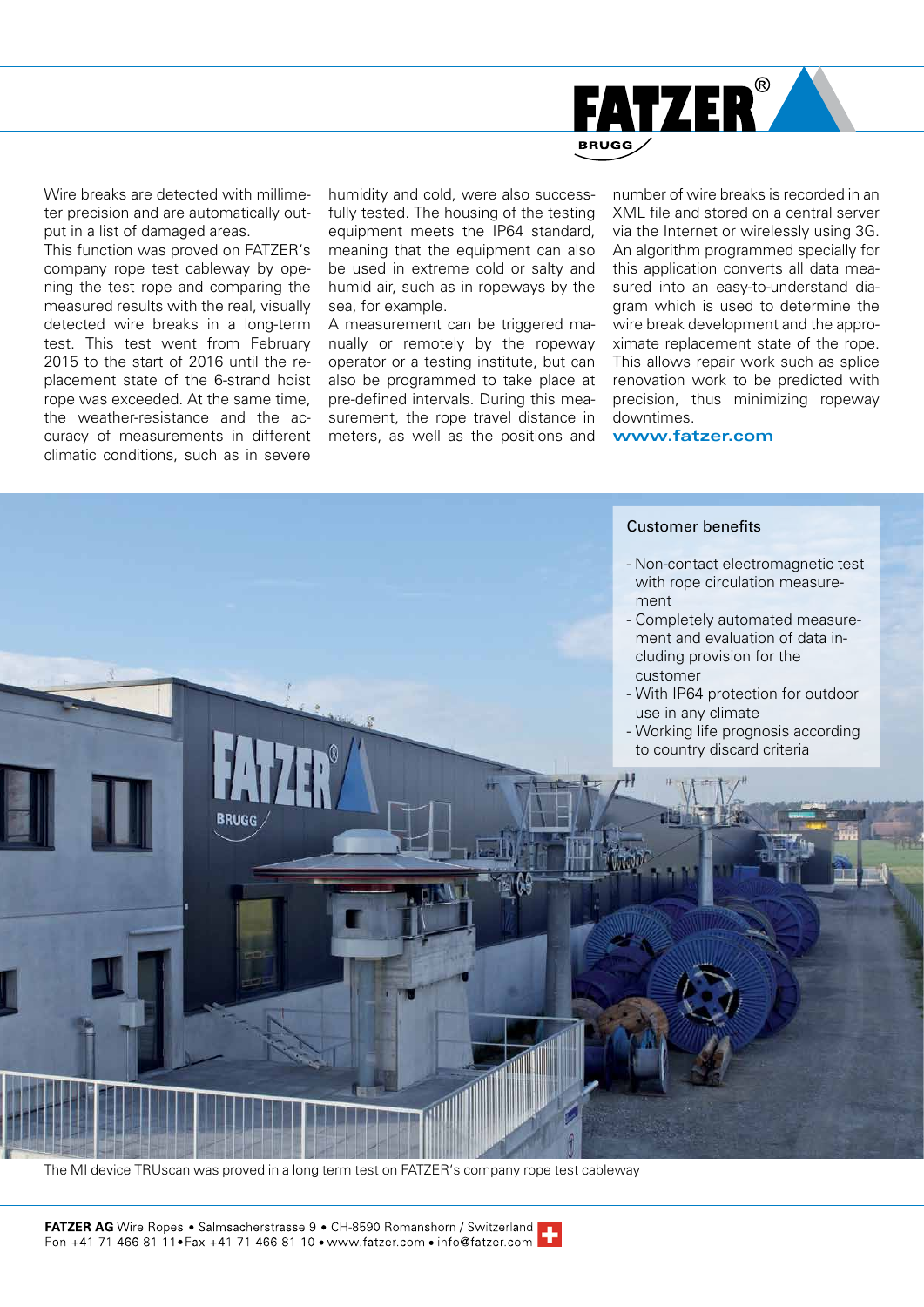Wire breaks are detected with millimeter precision and are automatically output in a list of damaged areas.

This function was proved on FATZER's company rope test cableway by opening the test rope and comparing the measured results with the real, visually detected wire breaks in a long-term test. This test went from February 2015 to the start of 2016 until the replacement state of the 6-strand hoist rope was exceeded. At the same time, the weather-resistance and accuracy of measurements in different climatic conditions, such as in severe humidity and cold, were also successfully tested. The housing of the testing equipment meets the IP64 standard, meaning that the equipment can also be used in extreme cold or salty and humid air, such as in ropeways by the sea, for example.

A measurement can be triggered manually or remotely by the ropeway operator or a testing institute, but can also be programmed to take place at pre-defined intervals. During this measurement, the rope travel distance in meters, as well as the positions and number of wire breaks is recorded in an XML file and stored on a central server via the Internet or wirelessly using 3G. An algorithm programmed specially for this application converts all data measured into an easy-to-understand diagram which is used to determine the wire break development and the approximate replacement state of the rope. This allows repair work such as splice renovation work to be predicted with precision, thus minimizing ropeway downtimes.

**www.fatzer.com**

Customer benefits

- Non-contact electromagnetic test with rope circulation measurement
- Completely automated measurement and evaluation of data including provision for the customer
- With IP64 protection for outdoor use in any climate
- Working life prognosis according to country discard criteria

The MI device TRUscan was proved in a long term test on FATZER's company rope test cableway

**FATZER AG** Wire Ropes • Salmsacherstrasse 9 • CH-8590 Romanshorn / Switzerland
Fon +41 71 466 81 11 • Fax +41 71 466 81 10 • www.fatzer.com • info@fatzer.com